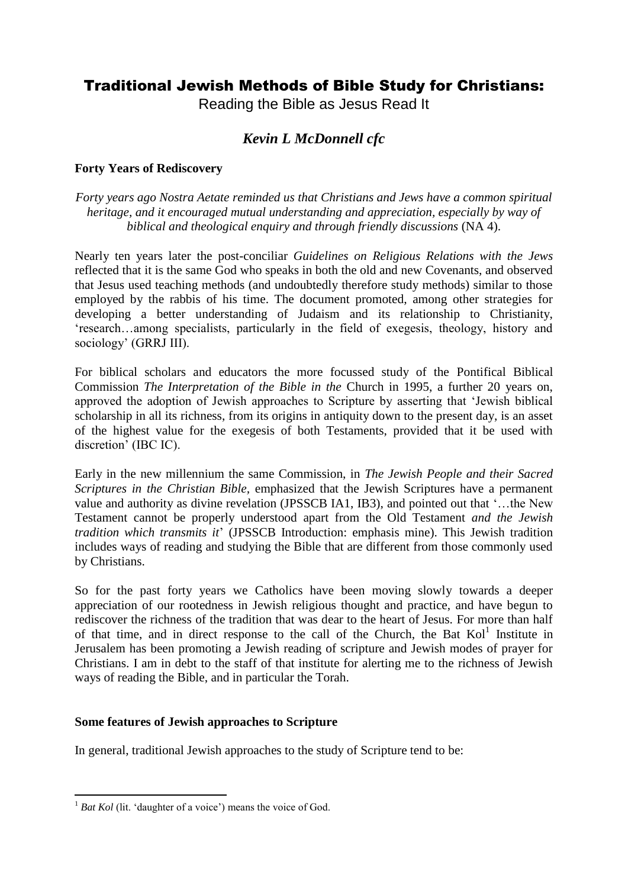# Traditional Jewish Methods of Bible Study for Christians:

Reading the Bible as Jesus Read It

## *Kevin L McDonnell cfc*

**Forty Years of Rediscovery**

*Forty years ago Nostra Aetate reminded us that Christians and Jews have a common spiritual heritage, and it encouraged mutual understanding and appreciation, especially by way of biblical and theological enquiry and through friendly discussions* (NA 4).

Nearly ten years later the post-conciliar *Guidelines on Religious Relations with the Jews* reflected that it is the same God who speaks in both the old and new Covenants, and observed that Jesus used teaching methods (and undoubtedly therefore study methods) similar to those employed by the rabbis of his time. The document promoted, among other strategies for developing a better understanding of Judaism and its relationship to Christianity, 'research…among specialists, particularly in the field of exegesis, theology, history and sociology' (GRRJ III).

For biblical scholars and educators the more focussed study of the Pontifical Biblical Commission *The Interpretation of the Bible in the* Church in 1995, a further 20 years on, approved the adoption of Jewish approaches to Scripture by asserting that 'Jewish biblical scholarship in all its richness, from its origins in antiquity down to the present day, is an asset of the highest value for the exegesis of both Testaments, provided that it be used with discretion' (IBC IC).

Early in the new millennium the same Commission, in *The Jewish People and their Sacred Scriptures in the Christian Bible*, emphasized that the Jewish Scriptures have a permanent value and authority as divine revelation (JPSSCB IA1, IB3), and pointed out that '…the New Testament cannot be properly understood apart from the Old Testament *and the Jewish tradition which transmits it*' (JPSSCB Introduction: emphasis mine). This Jewish tradition includes ways of reading and studying the Bible that are different from those commonly used by Christians.

So for the past forty years we Catholics have been moving slowly towards a deeper appreciation of our rootedness in Jewish religious thought and practice, and have begun to rediscover the richness of the tradition that was dear to the heart of Jesus. For more than half of that time, and in direct response to the call of the Church, the Bat Kol[1] Institute in Jerusalem has been promoting a Jewish reading of scripture and Jewish modes of prayer for Christians. I am in debt to the staff of that institute for alerting me to the richness of Jewish ways of reading the Bible, and in particular the Torah.

**Some features of Jewish approaches to Scripture**

In general, traditional Jewish approaches to the study of Scripture tend to be:

[1] *Bat Kol* (lit. 'daughter of a voice') means the voice of God.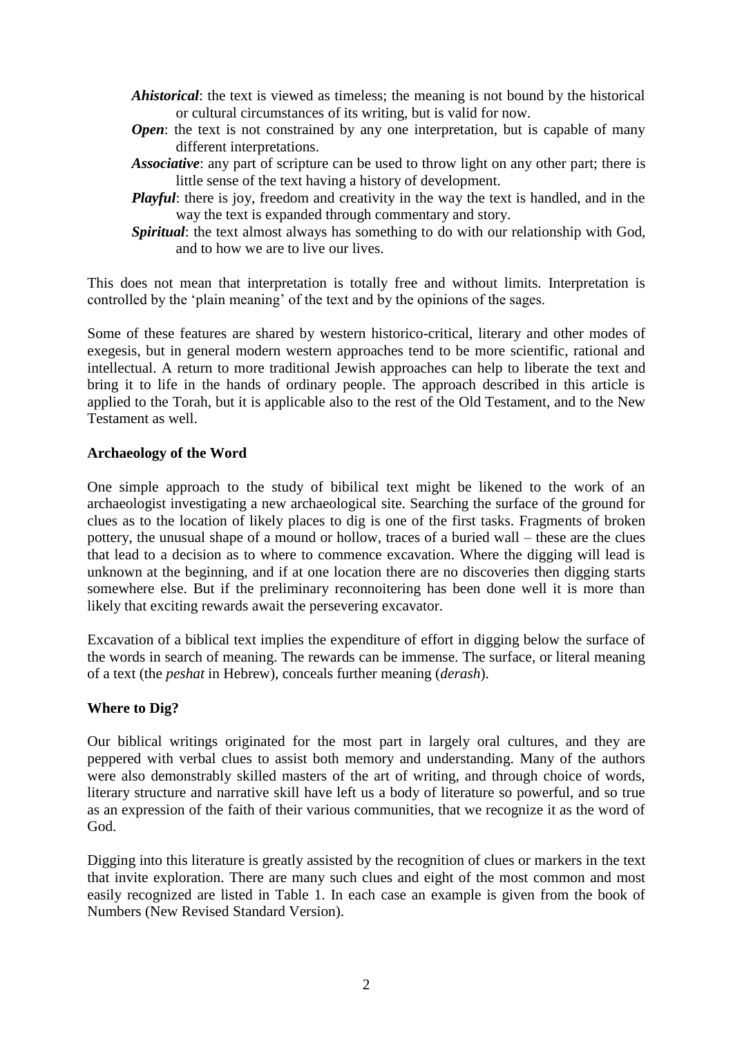- ***Ahistorical***: the text is viewed as timeless; the meaning is not bound by the historical or cultural circumstances of its writing, but is valid for now.
- ***Open***: the text is not constrained by any one interpretation, but is capable of many different interpretations.
- ***Associative***: any part of scripture can be used to throw light on any other part; there is little sense of the text having a history of development.
- ***Playful***: there is joy, freedom and creativity in the way the text is handled, and in the way the text is expanded through commentary and story.
- ***Spiritual***: the text almost always has something to do with our relationship with God, and to how we are to live our lives.

This does not mean that interpretation is totally free and without limits. Interpretation is controlled by the 'plain meaning' of the text and by the opinions of the sages.

Some of these features are shared by western historico-critical, literary and other modes of exegesis, but in general modern western approaches tend to be more scientific, rational and intellectual. A return to more traditional Jewish approaches can help to liberate the text and bring it to life in the hands of ordinary people. The approach described in this article is applied to the Torah, but it is applicable also to the rest of the Old Testament, and to the New Testament as well.

**Archaeology of the Word**

One simple approach to the study of bibilical text might be likened to the work of an archaeologist investigating a new archaeological site. Searching the surface of the ground for clues as to the location of likely places to dig is one of the first tasks. Fragments of broken pottery, the unusual shape of a mound or hollow, traces of a buried wall – these are the clues that lead to a decision as to where to commence excavation. Where the digging will lead is unknown at the beginning, and if at one location there are no discoveries then digging starts somewhere else. But if the preliminary reconnoitering has been done well it is more than likely that exciting rewards await the persevering excavator.

Excavation of a biblical text implies the expenditure of effort in digging below the surface of the words in search of meaning. The rewards can be immense. The surface, or literal meaning of a text (the *peshat* in Hebrew), conceals further meaning (*derash*).

**Where to Dig?**

Our biblical writings originated for the most part in largely oral cultures, and they are peppered with verbal clues to assist both memory and understanding. Many of the authors were also demonstrably skilled masters of the art of writing, and through choice of words, literary structure and narrative skill have left us a body of literature so powerful, and so true as an expression of the faith of their various communities, that we recognize it as the word of God.

Digging into this literature is greatly assisted by the recognition of clues or markers in the text that invite exploration. There are many such clues and eight of the most common and most easily recognized are listed in Table 1. In each case an example is given from the book of Numbers (New Revised Standard Version).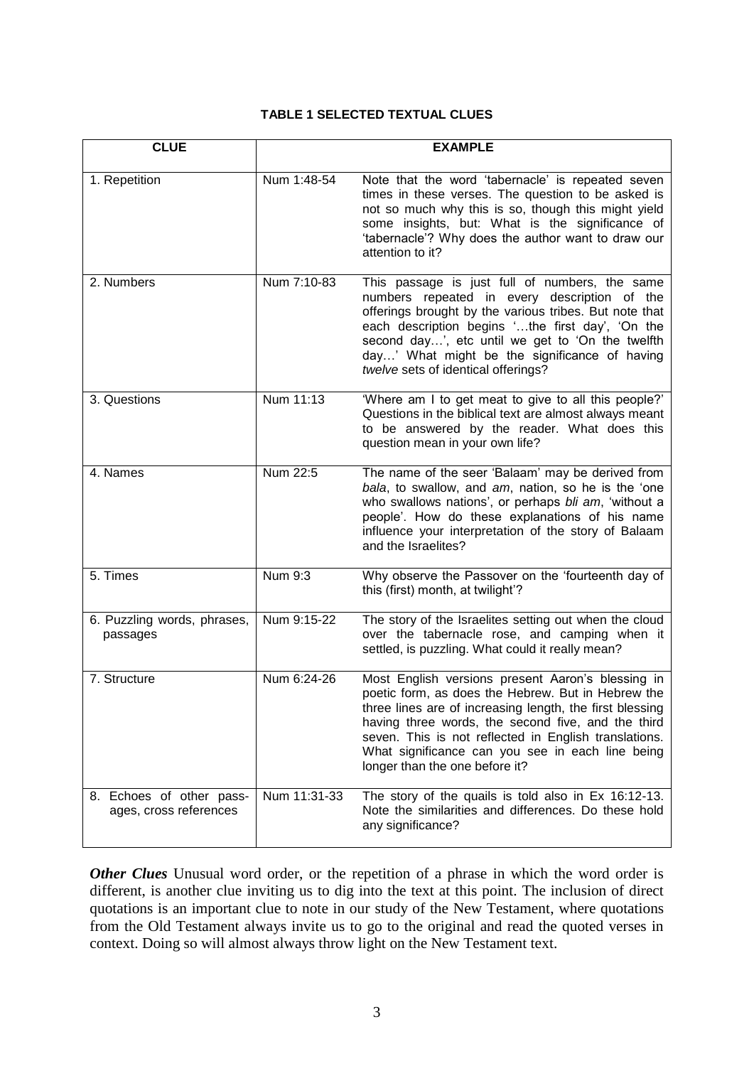**TABLE 1 SELECTED TEXTUAL CLUES**

| CLUE | EXAMPLE | |
|---|---|---|
| 1. Repetition | Num 1:48-54 | Note that the word 'tabernacle' is repeated seven times in these verses. The question to be asked is not so much why this is so, though this might yield some insights, but: What is the significance of 'tabernacle'? Why does the author want to draw our attention to it? |
| 2. Numbers | Num 7:10-83 | This passage is just full of numbers, the same numbers repeated in every description of the offerings brought by the various tribes. But note that each description begins '…the first day', 'On the second day…', etc until we get to 'On the twelfth day…' What might be the significance of having *twelve* sets of identical offerings? |
| 3. Questions | Num 11:13 | 'Where am I to get meat to give to all this people?' Questions in the biblical text are almost always meant to be answered by the reader. What does this question mean in your own life? |
| 4. Names | Num 22:5 | The name of the seer 'Balaam' may be derived from *bala*, to swallow, and *am*, nation, so he is the 'one who swallows nations', or perhaps *bli am*, 'without a people'. How do these explanations of his name influence your interpretation of the story of Balaam and the Israelites? |
| 5. Times | Num 9:3 | Why observe the Passover on the 'fourteenth day of this (first) month, at twilight'? |
| 6. Puzzling words, phrases, passages | Num 9:15-22 | The story of the Israelites setting out when the cloud over the tabernacle rose, and camping when it settled, is puzzling. What could it really mean? |
| 7. Structure | Num 6:24-26 | Most English versions present Aaron's blessing in poetic form, as does the Hebrew. But in Hebrew the three lines are of increasing length, the first blessing having three words, the second five, and the third seven. This is not reflected in English translations. What significance can you see in each line being longer than the one before it? |
| 8. Echoes of other passages, cross references | Num 11:31-33 | The story of the quails is told also in Ex 16:12-13. Note the similarities and differences. Do these hold any significance? |

***Other Clues*** Unusual word order, or the repetition of a phrase in which the word order is different, is another clue inviting us to dig into the text at this point. The inclusion of direct quotations is an important clue to note in our study of the New Testament, where quotations from the Old Testament always invite us to go to the original and read the quoted verses in context. Doing so will almost always throw light on the New Testament text.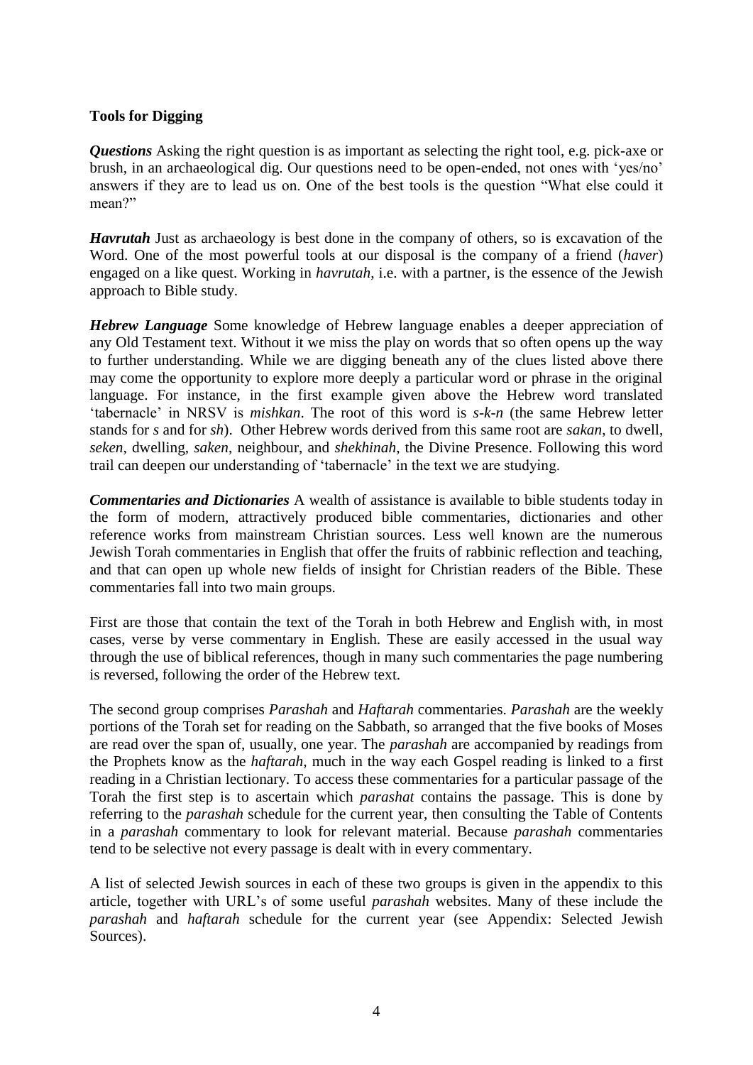**Tools for Digging**

***Questions*** Asking the right question is as important as selecting the right tool, e.g. pick-axe or brush, in an archaeological dig. Our questions need to be open-ended, not ones with 'yes/no' answers if they are to lead us on. One of the best tools is the question "What else could it mean?"

***Havrutah*** Just as archaeology is best done in the company of others, so is excavation of the Word. One of the most powerful tools at our disposal is the company of a friend (*haver*) engaged on a like quest. Working in *havrutah*, i.e. with a partner, is the essence of the Jewish approach to Bible study.

***Hebrew Language*** Some knowledge of Hebrew language enables a deeper appreciation of any Old Testament text. Without it we miss the play on words that so often opens up the way to further understanding. While we are digging beneath any of the clues listed above there may come the opportunity to explore more deeply a particular word or phrase in the original language. For instance, in the first example given above the Hebrew word translated 'tabernacle' in NRSV is *mishkan*. The root of this word is *s-k-n* (the same Hebrew letter stands for *s* and for *sh*). Other Hebrew words derived from this same root are *sakan*, to dwell, *seken*, dwelling, *saken*, neighbour, and *shekhinah*, the Divine Presence. Following this word trail can deepen our understanding of 'tabernacle' in the text we are studying.

***Commentaries and Dictionaries*** A wealth of assistance is available to bible students today in the form of modern, attractively produced bible commentaries, dictionaries and other reference works from mainstream Christian sources. Less well known are the numerous Jewish Torah commentaries in English that offer the fruits of rabbinic reflection and teaching, and that can open up whole new fields of insight for Christian readers of the Bible. These commentaries fall into two main groups.

First are those that contain the text of the Torah in both Hebrew and English with, in most cases, verse by verse commentary in English. These are easily accessed in the usual way through the use of biblical references, though in many such commentaries the page numbering is reversed, following the order of the Hebrew text.

The second group comprises *Parashah* and *Haftarah* commentaries. *Parashah* are the weekly portions of the Torah set for reading on the Sabbath, so arranged that the five books of Moses are read over the span of, usually, one year. The *parashah* are accompanied by readings from the Prophets know as the *haftarah*, much in the way each Gospel reading is linked to a first reading in a Christian lectionary. To access these commentaries for a particular passage of the Torah the first step is to ascertain which *parashat* contains the passage. This is done by referring to the *parashah* schedule for the current year, then consulting the Table of Contents in a *parashah* commentary to look for relevant material. Because *parashah* commentaries tend to be selective not every passage is dealt with in every commentary.

A list of selected Jewish sources in each of these two groups is given in the appendix to this article, together with URL's of some useful *parashah* websites. Many of these include the *parashah* and *haftarah* schedule for the current year (see Appendix: Selected Jewish Sources).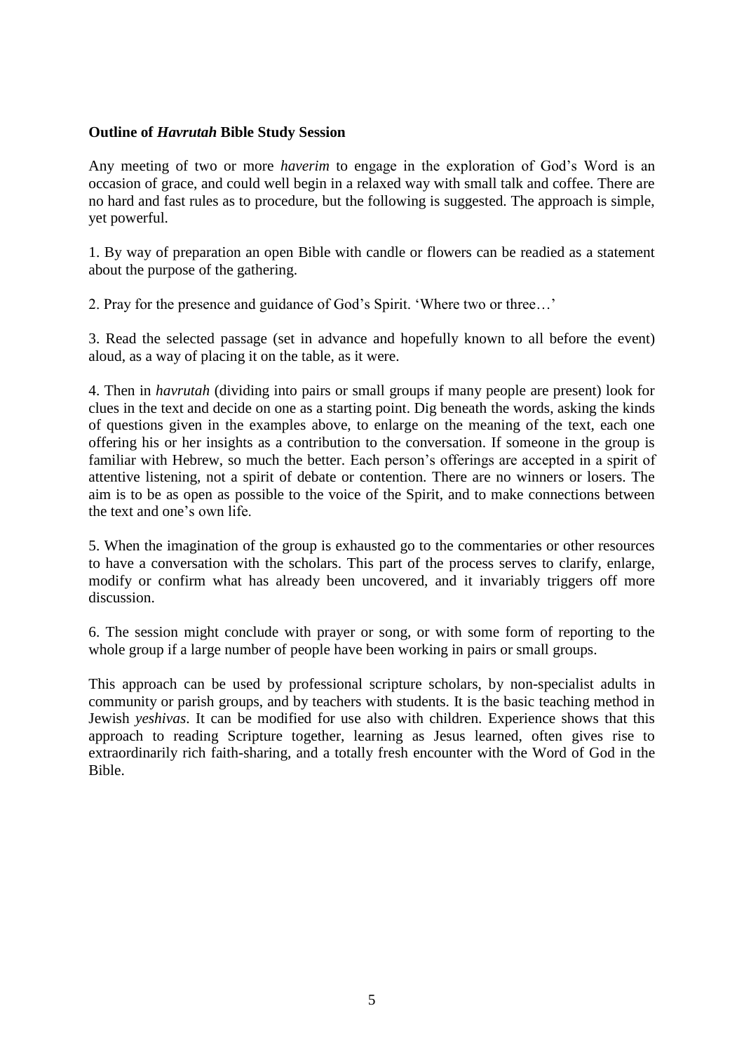**Outline of *Havrutah* Bible Study Session**

Any meeting of two or more *haverim* to engage in the exploration of God's Word is an occasion of grace, and could well begin in a relaxed way with small talk and coffee. There are no hard and fast rules as to procedure, but the following is suggested. The approach is simple, yet powerful.

1. By way of preparation an open Bible with candle or flowers can be readied as a statement about the purpose of the gathering.

2. Pray for the presence and guidance of God's Spirit. 'Where two or three…'

3. Read the selected passage (set in advance and hopefully known to all before the event) aloud, as a way of placing it on the table, as it were.

4. Then in *havrutah* (dividing into pairs or small groups if many people are present) look for clues in the text and decide on one as a starting point. Dig beneath the words, asking the kinds of questions given in the examples above, to enlarge on the meaning of the text, each one offering his or her insights as a contribution to the conversation. If someone in the group is familiar with Hebrew, so much the better. Each person's offerings are accepted in a spirit of attentive listening, not a spirit of debate or contention. There are no winners or losers. The aim is to be as open as possible to the voice of the Spirit, and to make connections between the text and one's own life.

5. When the imagination of the group is exhausted go to the commentaries or other resources to have a conversation with the scholars. This part of the process serves to clarify, enlarge, modify or confirm what has already been uncovered, and it invariably triggers off more discussion.

6. The session might conclude with prayer or song, or with some form of reporting to the whole group if a large number of people have been working in pairs or small groups.

This approach can be used by professional scripture scholars, by non-specialist adults in community or parish groups, and by teachers with students. It is the basic teaching method in Jewish *yeshivas*. It can be modified for use also with children. Experience shows that this approach to reading Scripture together, learning as Jesus learned, often gives rise to extraordinarily rich faith-sharing, and a totally fresh encounter with the Word of God in the Bible.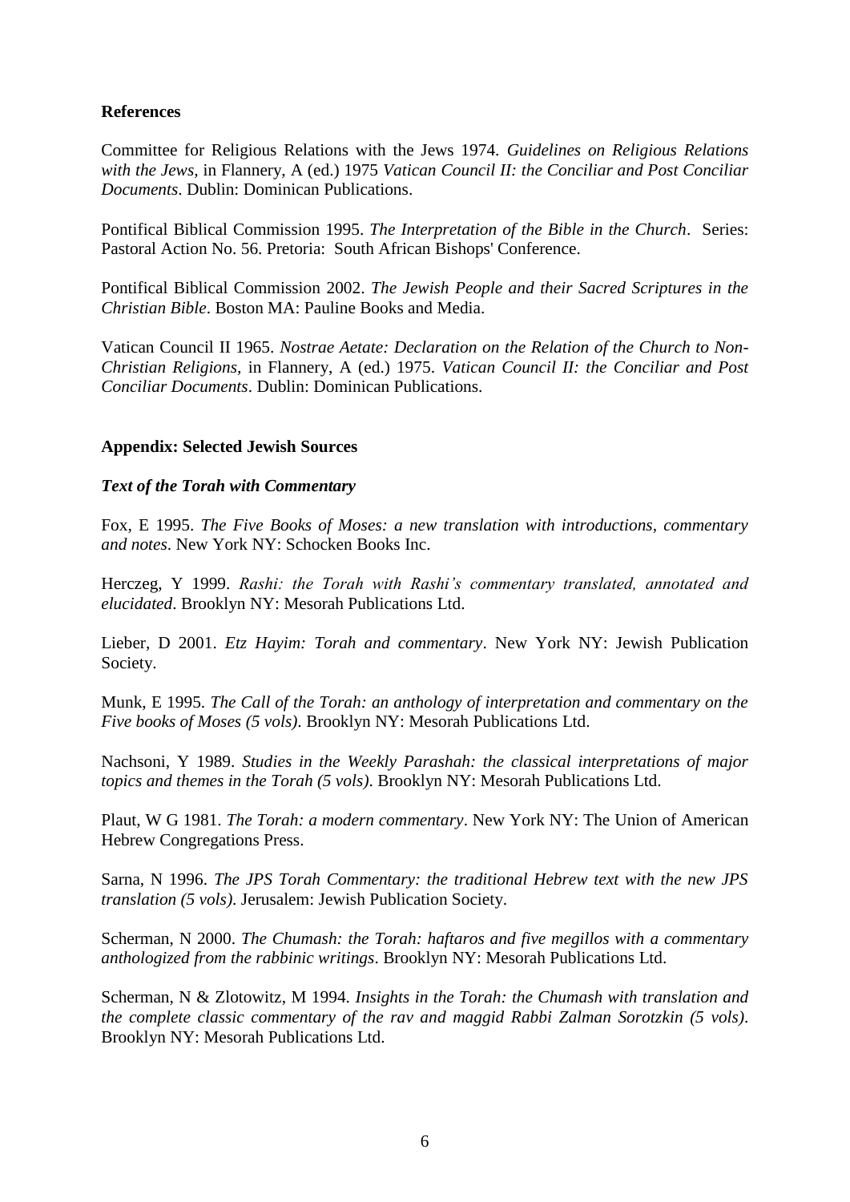**References**

Committee for Religious Relations with the Jews 1974. *Guidelines on Religious Relations with the Jews,* in Flannery, A (ed.) 1975 *Vatican Council II: the Conciliar and Post Conciliar Documents*. Dublin: Dominican Publications.

Pontifical Biblical Commission 1995. *The Interpretation of the Bible in the Church*. Series: Pastoral Action No. 56. Pretoria: South African Bishops' Conference.

Pontifical Biblical Commission 2002. *The Jewish People and their Sacred Scriptures in the Christian Bible*. Boston MA: Pauline Books and Media.

Vatican Council II 1965. *Nostrae Aetate: Declaration on the Relation of the Church to Non-Christian Religions,* in Flannery, A (ed.) 1975. *Vatican Council II: the Conciliar and Post Conciliar Documents*. Dublin: Dominican Publications.

**Appendix: Selected Jewish Sources**

***Text of the Torah with Commentary***

Fox, E 1995. *The Five Books of Moses: a new translation with introductions, commentary and notes*. New York NY: Schocken Books Inc.

Herczeg, Y 1999. *Rashi: the Torah with Rashi's commentary translated, annotated and elucidated*. Brooklyn NY: Mesorah Publications Ltd.

Lieber, D 2001. *Etz Hayim: Torah and commentary*. New York NY: Jewish Publication Society.

Munk, E 1995. *The Call of the Torah: an anthology of interpretation and commentary on the Five books of Moses (5 vols)*. Brooklyn NY: Mesorah Publications Ltd.

Nachsoni, Y 1989. *Studies in the Weekly Parashah: the classical interpretations of major topics and themes in the Torah (5 vols)*. Brooklyn NY: Mesorah Publications Ltd.

Plaut, W G 1981. *The Torah: a modern commentary*. New York NY: The Union of American Hebrew Congregations Press.

Sarna, N 1996. *The JPS Torah Commentary: the traditional Hebrew text with the new JPS translation (5 vols)*. Jerusalem: Jewish Publication Society.

Scherman, N 2000. *The Chumash: the Torah: haftaros and five megillos with a commentary anthologized from the rabbinic writings*. Brooklyn NY: Mesorah Publications Ltd.

Scherman, N & Zlotowitz, M 1994. *Insights in the Torah: the Chumash with translation and the complete classic commentary of the rav and maggid Rabbi Zalman Sorotzkin (5 vols)*. Brooklyn NY: Mesorah Publications Ltd.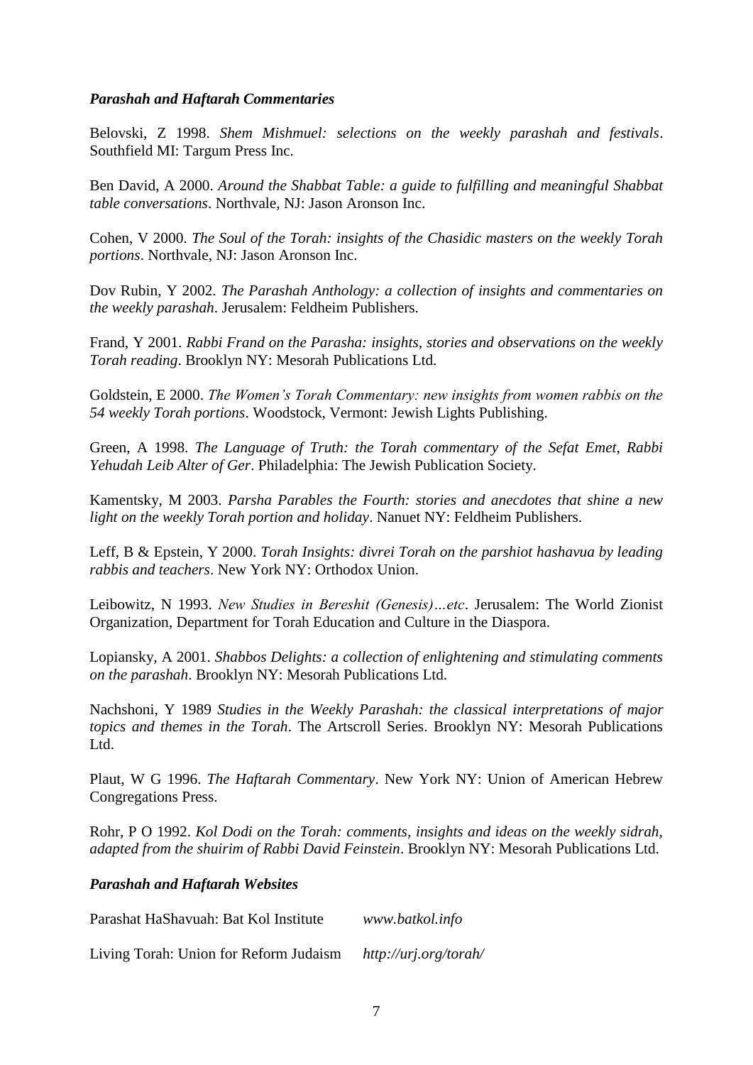### *Parashah and Haftarah Commentaries*

Belovski, Z 1998. *Shem Mishmuel: selections on the weekly parashah and festivals*. Southfield MI: Targum Press Inc.

Ben David, A 2000. *Around the Shabbat Table: a guide to fulfilling and meaningful Shabbat table conversations*. Northvale, NJ: Jason Aronson Inc.

Cohen, V 2000. *The Soul of the Torah: insights of the Chasidic masters on the weekly Torah portions*. Northvale, NJ: Jason Aronson Inc.

Dov Rubin, Y 2002. *The Parashah Anthology: a collection of insights and commentaries on the weekly parashah*. Jerusalem: Feldheim Publishers.

Frand, Y 2001. *Rabbi Frand on the Parasha: insights, stories and observations on the weekly Torah reading*. Brooklyn NY: Mesorah Publications Ltd.

Goldstein, E 2000. *The Women's Torah Commentary: new insights from women rabbis on the 54 weekly Torah portions*. Woodstock, Vermont: Jewish Lights Publishing.

Green, A 1998. *The Language of Truth: the Torah commentary of the Sefat Emet, Rabbi Yehudah Leib Alter of Ger*. Philadelphia: The Jewish Publication Society.

Kamentsky, M 2003. *Parsha Parables the Fourth: stories and anecdotes that shine a new light on the weekly Torah portion and holiday*. Nanuet NY: Feldheim Publishers.

Leff, B & Epstein, Y 2000. *Torah Insights: divrei Torah on the parshiot hashavua by leading rabbis and teachers*. New York NY: Orthodox Union.

Leibowitz, N 1993. *New Studies in Bereshit (Genesis)…etc*. Jerusalem: The World Zionist Organization, Department for Torah Education and Culture in the Diaspora.

Lopiansky, A 2001. *Shabbos Delights: a collection of enlightening and stimulating comments on the parashah*. Brooklyn NY: Mesorah Publications Ltd.

Nachshoni, Y 1989 *Studies in the Weekly Parashah: the classical interpretations of major topics and themes in the Torah*. The Artscroll Series. Brooklyn NY: Mesorah Publications Ltd.

Plaut, W G 1996. *The Haftarah Commentary*. New York NY: Union of American Hebrew Congregations Press.

Rohr, P O 1992. *Kol Dodi on the Torah: comments, insights and ideas on the weekly sidrah, adapted from the shuirim of Rabbi David Feinstein*. Brooklyn NY: Mesorah Publications Ltd.

### *Parashah and Haftarah Websites*

Parashat HaShavuah: Bat Kol Institute *www.batkol.info*

Living Torah: Union for Reform Judaism *http://urj.org/torah/*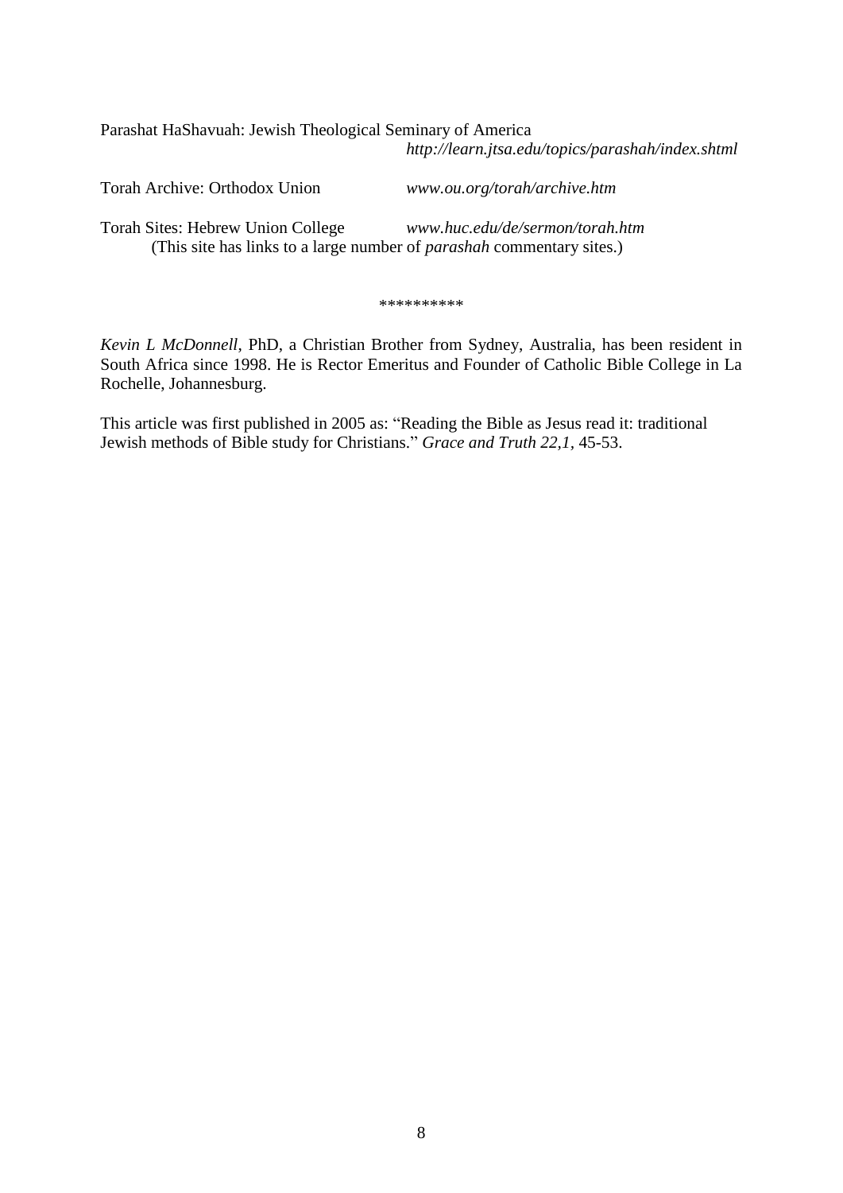Parashat HaShavuah: Jewish Theological Seminary of America
*http://learn.jtsa.edu/topics/parashah/index.shtml*

Torah Archive: Orthodox Union *www.ou.org/torah/archive.htm*

Torah Sites: Hebrew Union College *www.huc.edu/de/sermon/torah.htm*
(This site has links to a large number of *parashah* commentary sites.)

\*\*\*\*\*\*\*\*\*\*

*Kevin L McDonnell*, PhD, a Christian Brother from Sydney, Australia, has been resident in South Africa since 1998. He is Rector Emeritus and Founder of Catholic Bible College in La Rochelle, Johannesburg.

This article was first published in 2005 as: "Reading the Bible as Jesus read it: traditional Jewish methods of Bible study for Christians." *Grace and Truth 22,1*, 45-53.